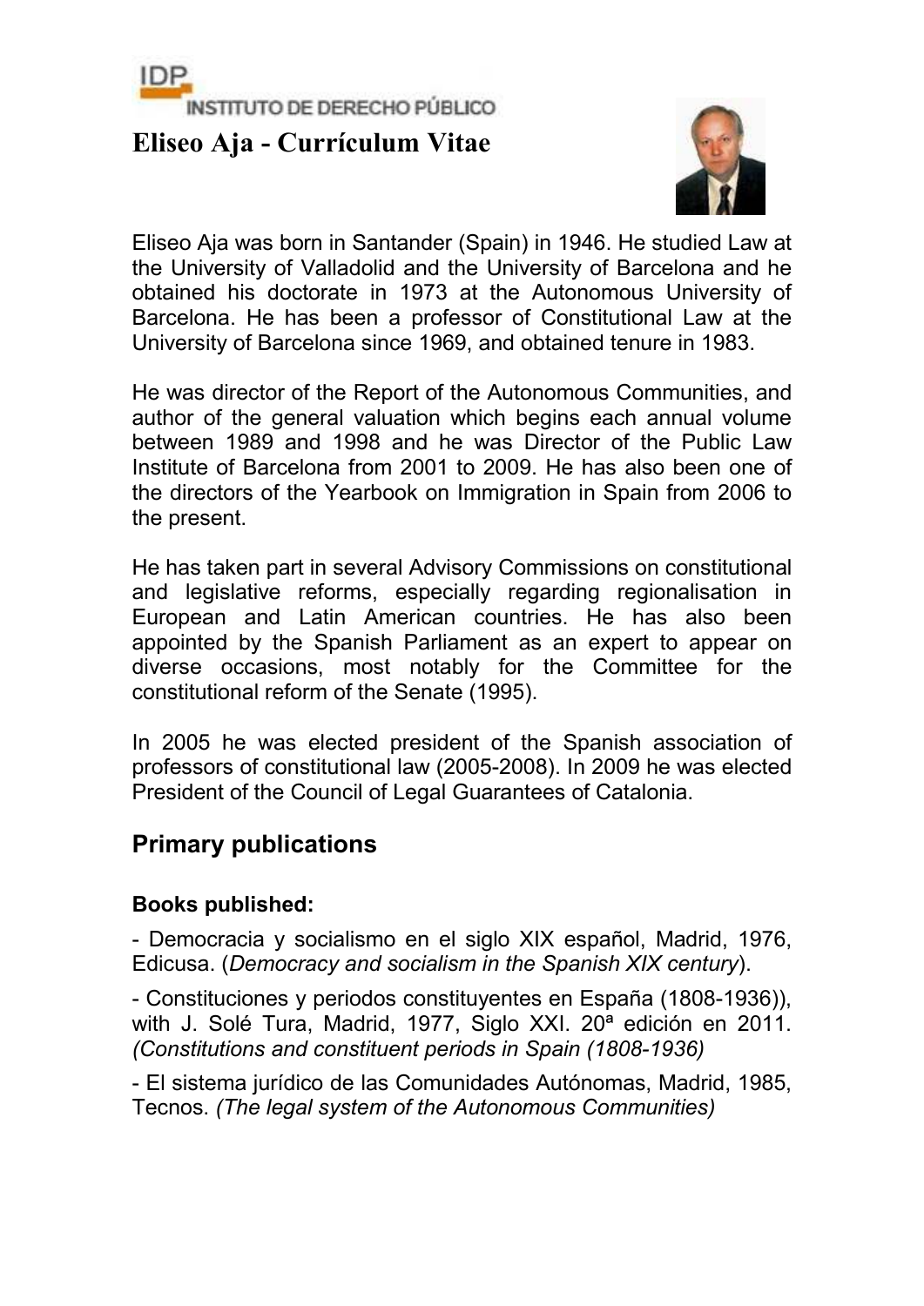IDP INSTITUTO DE DERECHO PÚBLICO

# Eliseo Aja - Currículum Vitae

Eliseo Aja was born in Santander (Spain) in 1946. He studied Law at the University of Valladolid and the University of Barcelona and he obtained his doctorate in 1973 at the Autonomous University of Barcelona. He has been a professor of Constitutional Law at the University of Barcelona since 1969, and obtained tenure in 1983.

He was director of the Report of the Autonomous Communities, and author of the general valuation which begins each annual volume between 1989 and 1998 and he was Director of the Public Law Institute of Barcelona from 2001 to 2009. He has also been one of the directors of the Yearbook on Immigration in Spain from 2006 to the present.

He has taken part in several Advisory Commissions on constitutional and legislative reforms, especially regarding regionalisation in European and Latin American countries. He has also been appointed by the Spanish Parliament as an expert to appear on diverse occasions, most notably for the Committee for the constitutional reform of the Senate (1995).

In 2005 he was elected president of the Spanish association of professors of constitutional law (2005-2008). In 2009 he was elected President of the Council of Legal Guarantees of Catalonia.

## Primary publications

**Books published:**

- Democracia y socialismo en el siglo XIX español, Madrid, 1976, Edicusa. (*Democracy and socialism in the Spanish XIX century*).

- Constituciones y periodos constituyentes en España (1808-1936)), with J. Solé Tura, Madrid, 1977, Siglo XXI. 20ª edición en 2011. *(Constitutions and constituent periods in Spain (1808-1936)*

- El sistema jurídico de las Comunidades Autónomas, Madrid, 1985, Tecnos. *(The legal system of the Autonomous Communities)*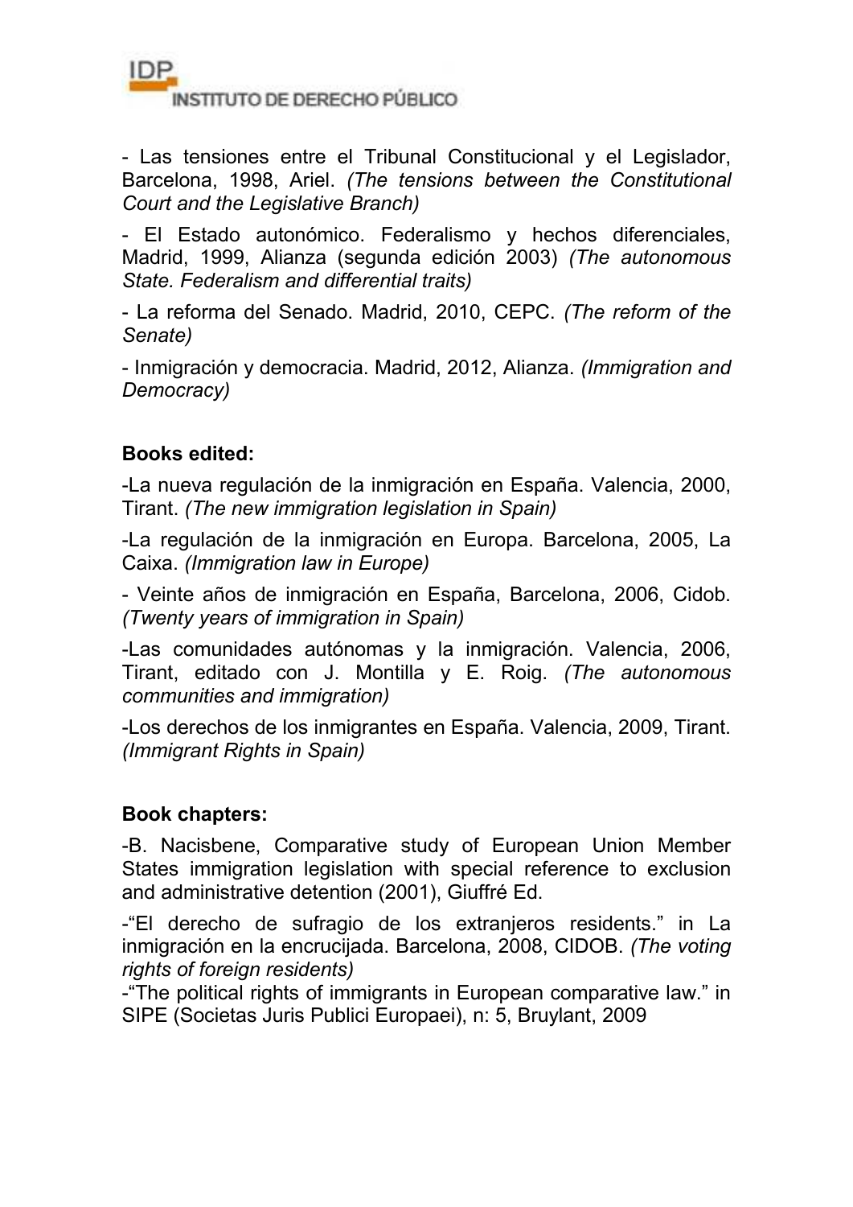- Las tensiones entre el Tribunal Constitucional y el Legislador, Barcelona, 1998, Ariel. *(The tensions between the Constitutional Court and the Legislative Branch)*

- El Estado autonómico. Federalismo y hechos diferenciales, Madrid, 1999, Alianza (segunda edición 2003) *(The autonomous State. Federalism and differential traits)*

- La reforma del Senado. Madrid, 2010, CEPC. *(The reform of the Senate)*

- Inmigración y democracia. Madrid, 2012, Alianza. *(Immigration and Democracy)*

**Books edited:**

-La nueva regulación de la inmigración en España. Valencia, 2000, Tirant. *(The new immigration legislation in Spain)*

-La regulación de la inmigración en Europa. Barcelona, 2005, La Caixa. *(Immigration law in Europe)*

- Veinte años de inmigración en España, Barcelona, 2006, Cidob. *(Twenty years of immigration in Spain)*

-Las comunidades autónomas y la inmigración. Valencia, 2006, Tirant, editado con J. Montilla y E. Roig. *(The autonomous communities and immigration)*

-Los derechos de los inmigrantes en España. Valencia, 2009, Tirant. *(Immigrant Rights in Spain)*

**Book chapters:**

-B. Nacisbene, Comparative study of European Union Member States immigration legislation with special reference to exclusion and administrative detention (2001), Giuffré Ed.

-"El derecho de sufragio de los extranjeros residents." in La inmigración en la encrucijada. Barcelona, 2008, CIDOB. *(The voting rights of foreign residents)*

-"The political rights of immigrants in European comparative law." in SIPE (Societas Juris Publici Europaei), n: 5, Bruylant, 2009